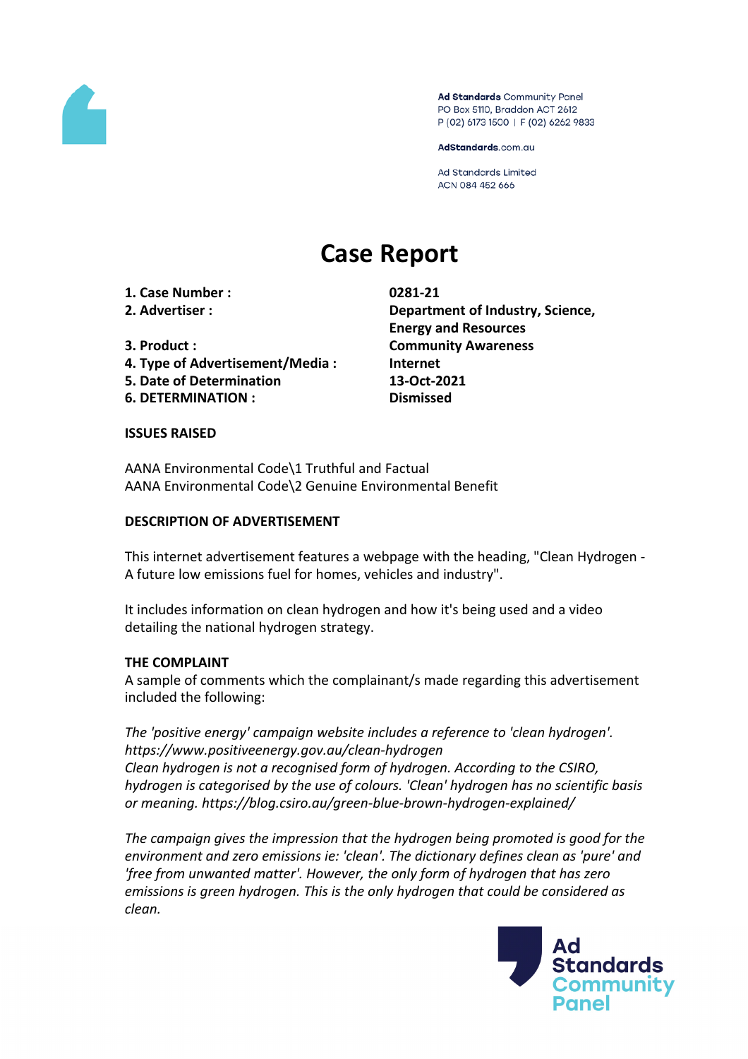Ad Standards Community Panel
PO Box 5110, Braddon ACT 2612
P (02) 6173 1500 | F (02) 6262 9833

AdStandards.com.au

Ad Standards Limited
ACN 084 452 666

# Case Report

| | |
|---|---|
| **1. Case Number :** | **0281-21** |
| **2. Advertiser :** | **Department of Industry, Science, Energy and Resources** |
| **3. Product :** | **Community Awareness** |
| **4. Type of Advertisement/Media :** | **Internet** |
| **5. Date of Determination** | **13-Oct-2021** |
| **6. DETERMINATION :** | **Dismissed** |

**ISSUES RAISED**

AANA Environmental Code\1 Truthful and Factual
AANA Environmental Code\2 Genuine Environmental Benefit

**DESCRIPTION OF ADVERTISEMENT**

This internet advertisement features a webpage with the heading, "Clean Hydrogen - A future low emissions fuel for homes, vehicles and industry".

It includes information on clean hydrogen and how it's being used and a video detailing the national hydrogen strategy.

**THE COMPLAINT**

A sample of comments which the complainant/s made regarding this advertisement included the following:

*The 'positive energy' campaign website includes a reference to 'clean hydrogen'. https://www.positiveenergy.gov.au/clean-hydrogen*
*Clean hydrogen is not a recognised form of hydrogen. According to the CSIRO, hydrogen is categorised by the use of colours. 'Clean' hydrogen has no scientific basis or meaning. https://blog.csiro.au/green-blue-brown-hydrogen-explained/*

*The campaign gives the impression that the hydrogen being promoted is good for the environment and zero emissions ie: 'clean'. The dictionary defines clean as 'pure' and 'free from unwanted matter'. However, the only form of hydrogen that has zero emissions is green hydrogen. This is the only hydrogen that could be considered as clean.*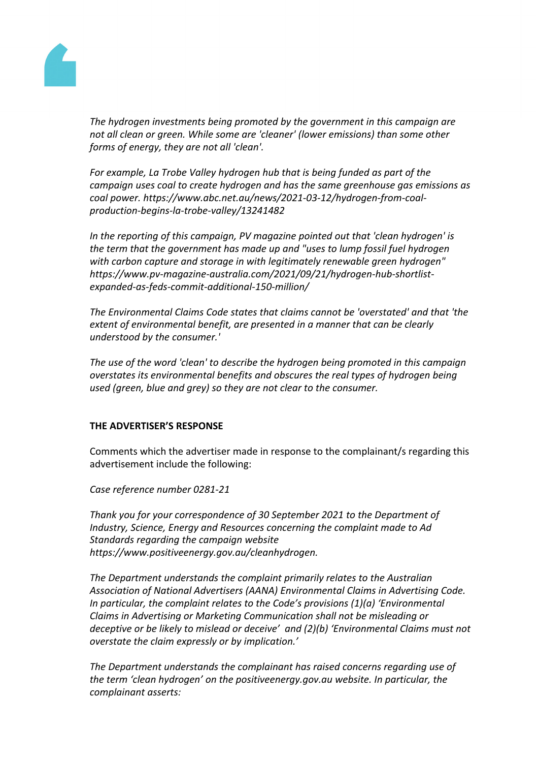*The hydrogen investments being promoted by the government in this campaign are not all clean or green. While some are 'cleaner' (lower emissions) than some other forms of energy, they are not all 'clean'.*

*For example, La Trobe Valley hydrogen hub that is being funded as part of the campaign uses coal to create hydrogen and has the same greenhouse gas emissions as coal power. https://www.abc.net.au/news/2021-03-12/hydrogen-from-coal-production-begins-la-trobe-valley/13241482*

*In the reporting of this campaign, PV magazine pointed out that 'clean hydrogen' is the term that the government has made up and "uses to lump fossil fuel hydrogen with carbon capture and storage in with legitimately renewable green hydrogen" https://www.pv-magazine-australia.com/2021/09/21/hydrogen-hub-shortlist-expanded-as-feds-commit-additional-150-million/*

*The Environmental Claims Code states that claims cannot be 'overstated' and that 'the extent of environmental benefit, are presented in a manner that can be clearly understood by the consumer.'*

*The use of the word 'clean' to describe the hydrogen being promoted in this campaign overstates its environmental benefits and obscures the real types of hydrogen being used (green, blue and grey) so they are not clear to the consumer.*

**THE ADVERTISER'S RESPONSE**

Comments which the advertiser made in response to the complainant/s regarding this advertisement include the following:

*Case reference number 0281-21*

*Thank you for your correspondence of 30 September 2021 to the Department of Industry, Science, Energy and Resources concerning the complaint made to Ad Standards regarding the campaign website https://www.positiveenergy.gov.au/cleanhydrogen.*

*The Department understands the complaint primarily relates to the Australian Association of National Advertisers (AANA) Environmental Claims in Advertising Code. In particular, the complaint relates to the Code's provisions (1)(a) 'Environmental Claims in Advertising or Marketing Communication shall not be misleading or deceptive or be likely to mislead or deceive' and (2)(b) 'Environmental Claims must not overstate the claim expressly or by implication.'*

*The Department understands the complainant has raised concerns regarding use of the term 'clean hydrogen' on the positiveenergy.gov.au website. In particular, the complainant asserts:*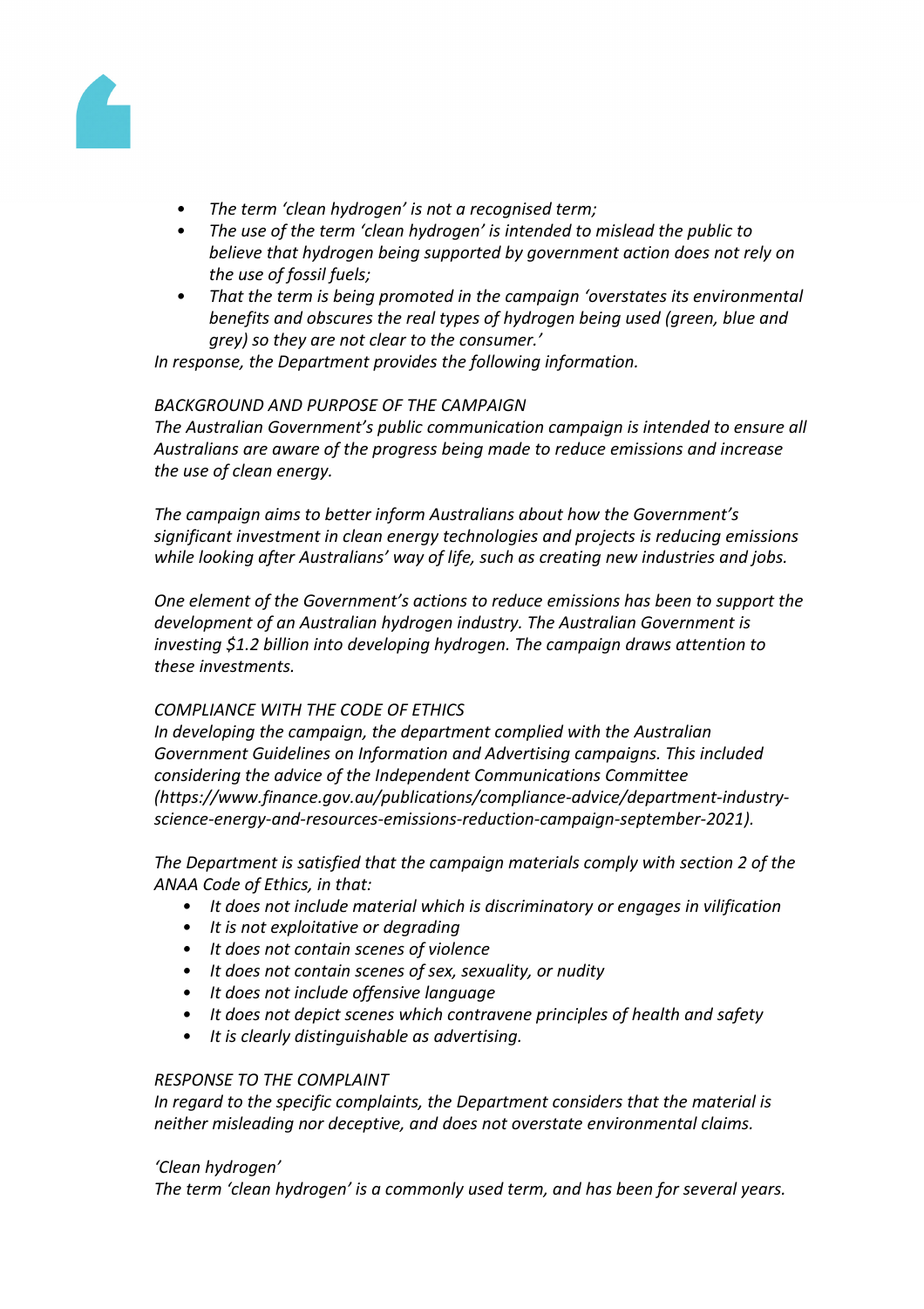- *The term 'clean hydrogen' is not a recognised term;*
- *The use of the term 'clean hydrogen' is intended to mislead the public to believe that hydrogen being supported by government action does not rely on the use of fossil fuels;*
- *That the term is being promoted in the campaign 'overstates its environmental benefits and obscures the real types of hydrogen being used (green, blue and grey) so they are not clear to the consumer.'*

*In response, the Department provides the following information.*

*BACKGROUND AND PURPOSE OF THE CAMPAIGN*

*The Australian Government's public communication campaign is intended to ensure all Australians are aware of the progress being made to reduce emissions and increase the use of clean energy.*

*The campaign aims to better inform Australians about how the Government's significant investment in clean energy technologies and projects is reducing emissions while looking after Australians' way of life, such as creating new industries and jobs.*

*One element of the Government's actions to reduce emissions has been to support the development of an Australian hydrogen industry. The Australian Government is investing $1.2 billion into developing hydrogen. The campaign draws attention to these investments.*

*COMPLIANCE WITH THE CODE OF ETHICS*

*In developing the campaign, the department complied with the Australian Government Guidelines on Information and Advertising campaigns. This included considering the advice of the Independent Communications Committee (https://www.finance.gov.au/publications/compliance-advice/department-industry-science-energy-and-resources-emissions-reduction-campaign-september-2021).*

*The Department is satisfied that the campaign materials comply with section 2 of the ANAA Code of Ethics, in that:*

- *It does not include material which is discriminatory or engages in vilification*
- *It is not exploitative or degrading*
- *It does not contain scenes of violence*
- *It does not contain scenes of sex, sexuality, or nudity*
- *It does not include offensive language*
- *It does not depict scenes which contravene principles of health and safety*
- *It is clearly distinguishable as advertising.*

*RESPONSE TO THE COMPLAINT*

*In regard to the specific complaints, the Department considers that the material is neither misleading nor deceptive, and does not overstate environmental claims.*

*'Clean hydrogen'*

*The term 'clean hydrogen' is a commonly used term, and has been for several years.*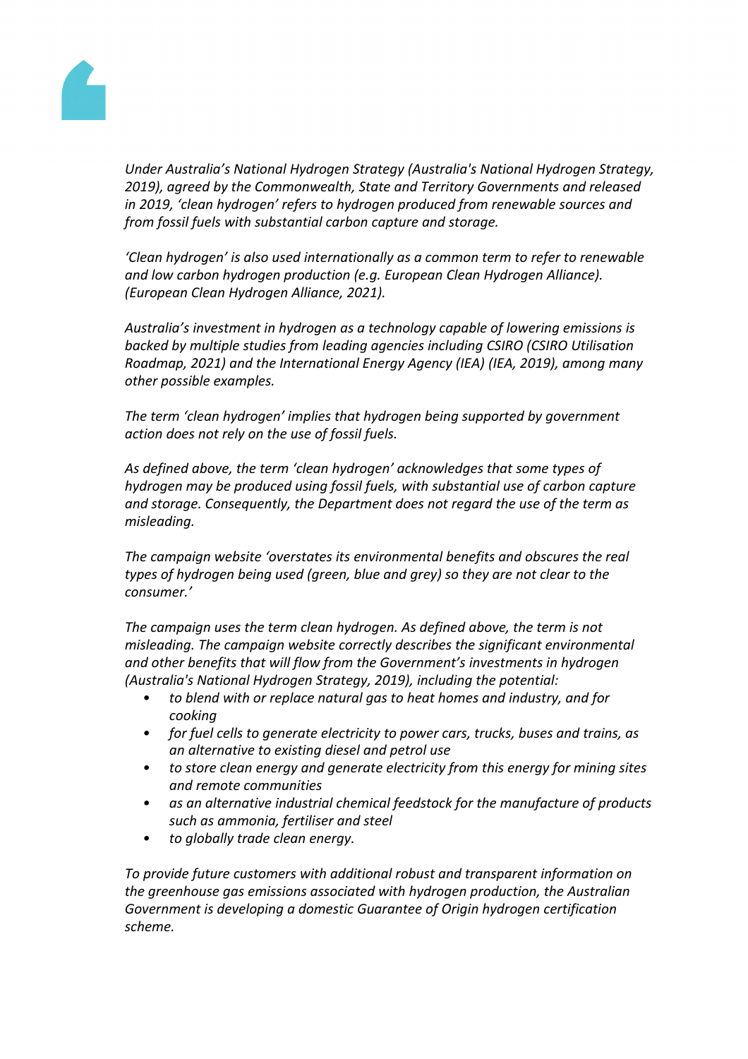*Under Australia's National Hydrogen Strategy (Australia's National Hydrogen Strategy, 2019), agreed by the Commonwealth, State and Territory Governments and released in 2019, 'clean hydrogen' refers to hydrogen produced from renewable sources and from fossil fuels with substantial carbon capture and storage.*

*'Clean hydrogen' is also used internationally as a common term to refer to renewable and low carbon hydrogen production (e.g. European Clean Hydrogen Alliance). (European Clean Hydrogen Alliance, 2021).*

*Australia's investment in hydrogen as a technology capable of lowering emissions is backed by multiple studies from leading agencies including CSIRO (CSIRO Utilisation Roadmap, 2021) and the International Energy Agency (IEA) (IEA, 2019), among many other possible examples.*

*The term 'clean hydrogen' implies that hydrogen being supported by government action does not rely on the use of fossil fuels.*

*As defined above, the term 'clean hydrogen' acknowledges that some types of hydrogen may be produced using fossil fuels, with substantial use of carbon capture and storage. Consequently, the Department does not regard the use of the term as misleading.*

*The campaign website 'overstates its environmental benefits and obscures the real types of hydrogen being used (green, blue and grey) so they are not clear to the consumer.'*

*The campaign uses the term clean hydrogen. As defined above, the term is not misleading. The campaign website correctly describes the significant environmental and other benefits that will flow from the Government's investments in hydrogen (Australia's National Hydrogen Strategy, 2019), including the potential:*

- *to blend with or replace natural gas to heat homes and industry, and for cooking*
- *for fuel cells to generate electricity to power cars, trucks, buses and trains, as an alternative to existing diesel and petrol use*
- *to store clean energy and generate electricity from this energy for mining sites and remote communities*
- *as an alternative industrial chemical feedstock for the manufacture of products such as ammonia, fertiliser and steel*
- *to globally trade clean energy.*

*To provide future customers with additional robust and transparent information on the greenhouse gas emissions associated with hydrogen production, the Australian Government is developing a domestic Guarantee of Origin hydrogen certification scheme.*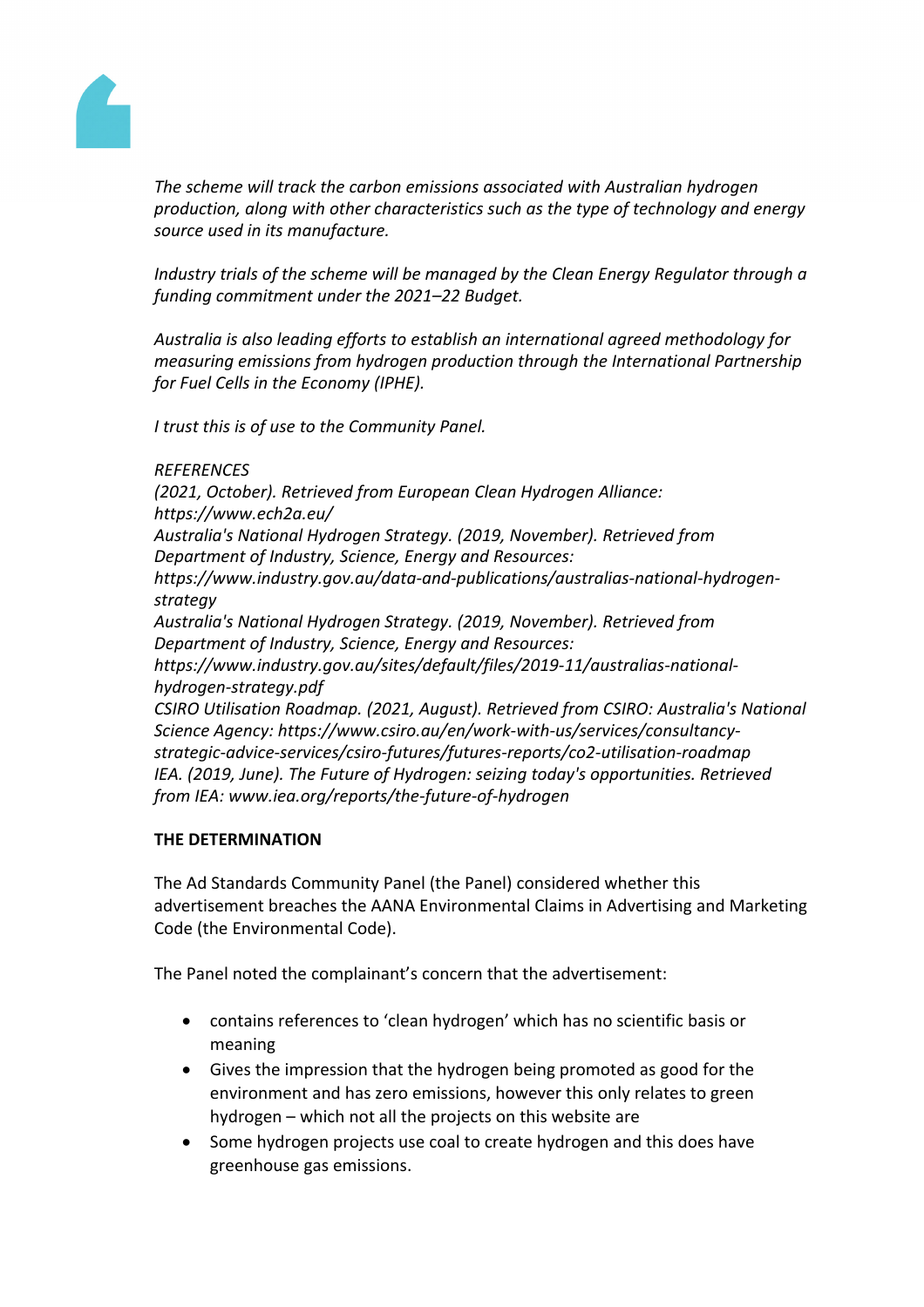*The scheme will track the carbon emissions associated with Australian hydrogen production, along with other characteristics such as the type of technology and energy source used in its manufacture.*

*Industry trials of the scheme will be managed by the Clean Energy Regulator through a funding commitment under the 2021–22 Budget.*

*Australia is also leading efforts to establish an international agreed methodology for measuring emissions from hydrogen production through the International Partnership for Fuel Cells in the Economy (IPHE).*

*I trust this is of use to the Community Panel.*

*REFERENCES*
*(2021, October). Retrieved from European Clean Hydrogen Alliance: https://www.ech2a.eu/*
*Australia's National Hydrogen Strategy. (2019, November). Retrieved from Department of Industry, Science, Energy and Resources: https://www.industry.gov.au/data-and-publications/australias-national-hydrogen-strategy*
*Australia's National Hydrogen Strategy. (2019, November). Retrieved from Department of Industry, Science, Energy and Resources: https://www.industry.gov.au/sites/default/files/2019-11/australias-national-hydrogen-strategy.pdf*
*CSIRO Utilisation Roadmap. (2021, August). Retrieved from CSIRO: Australia's National Science Agency: https://www.csiro.au/en/work-with-us/services/consultancy-strategic-advice-services/csiro-futures/futures-reports/co2-utilisation-roadmap*
*IEA. (2019, June). The Future of Hydrogen: seizing today's opportunities. Retrieved from IEA: www.iea.org/reports/the-future-of-hydrogen*

**THE DETERMINATION**

The Ad Standards Community Panel (the Panel) considered whether this advertisement breaches the AANA Environmental Claims in Advertising and Marketing Code (the Environmental Code).

The Panel noted the complainant's concern that the advertisement:

- contains references to 'clean hydrogen' which has no scientific basis or meaning
- Gives the impression that the hydrogen being promoted as good for the environment and has zero emissions, however this only relates to green hydrogen – which not all the projects on this website are
- Some hydrogen projects use coal to create hydrogen and this does have greenhouse gas emissions.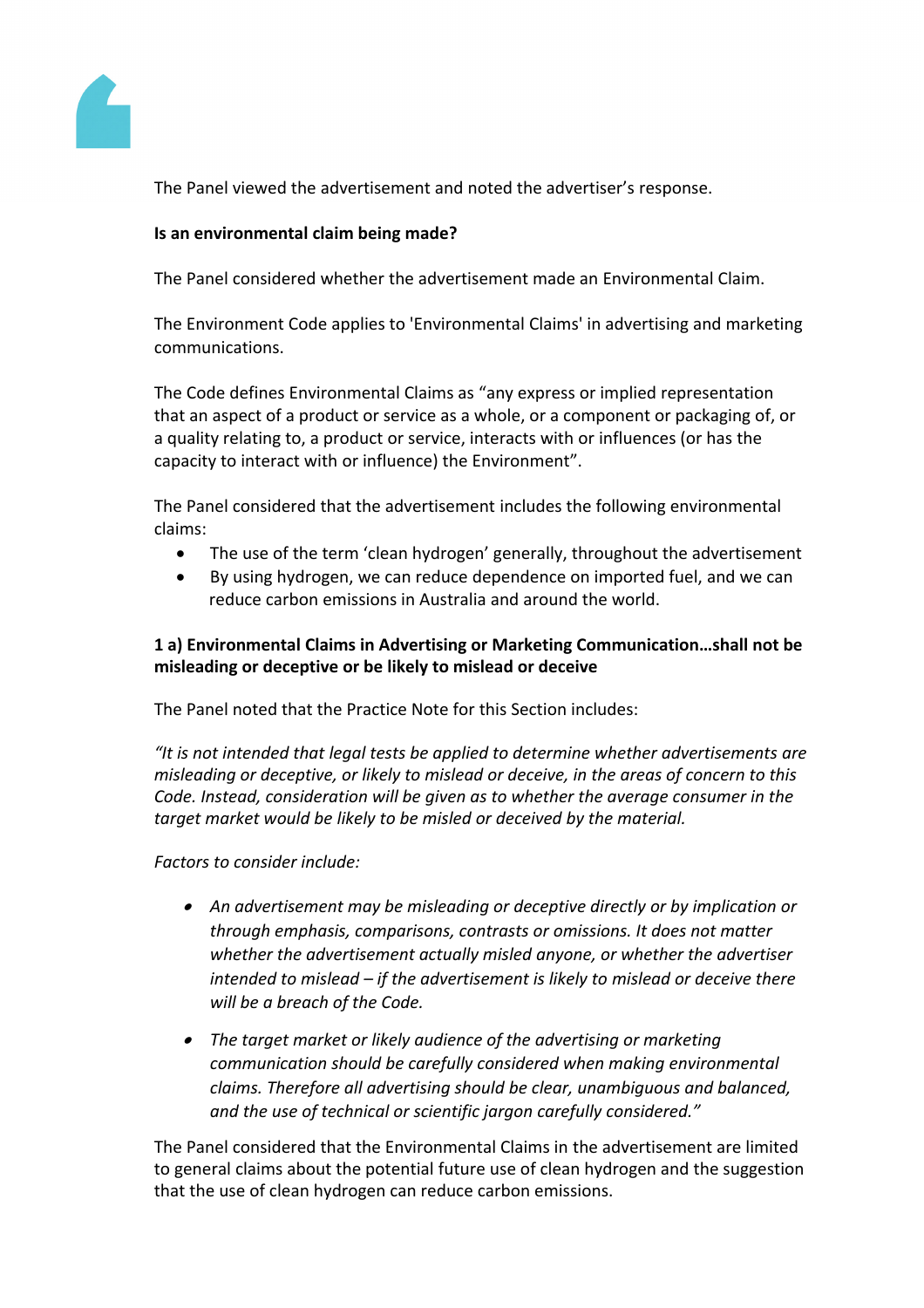The Panel viewed the advertisement and noted the advertiser's response.

**Is an environmental claim being made?**

The Panel considered whether the advertisement made an Environmental Claim.

The Environment Code applies to 'Environmental Claims' in advertising and marketing communications.

The Code defines Environmental Claims as "any express or implied representation that an aspect of a product or service as a whole, or a component or packaging of, or a quality relating to, a product or service, interacts with or influences (or has the capacity to interact with or influence) the Environment".

The Panel considered that the advertisement includes the following environmental claims:

- The use of the term 'clean hydrogen' generally, throughout the advertisement
- By using hydrogen, we can reduce dependence on imported fuel, and we can reduce carbon emissions in Australia and around the world.

**1 a) Environmental Claims in Advertising or Marketing Communication…shall not be misleading or deceptive or be likely to mislead or deceive**

The Panel noted that the Practice Note for this Section includes:

*"It is not intended that legal tests be applied to determine whether advertisements are misleading or deceptive, or likely to mislead or deceive, in the areas of concern to this Code. Instead, consideration will be given as to whether the average consumer in the target market would be likely to be misled or deceived by the material.*

*Factors to consider include:*

- *An advertisement may be misleading or deceptive directly or by implication or through emphasis, comparisons, contrasts or omissions. It does not matter whether the advertisement actually misled anyone, or whether the advertiser intended to mislead – if the advertisement is likely to mislead or deceive there will be a breach of the Code.*
- *The target market or likely audience of the advertising or marketing communication should be carefully considered when making environmental claims. Therefore all advertising should be clear, unambiguous and balanced, and the use of technical or scientific jargon carefully considered."*

The Panel considered that the Environmental Claims in the advertisement are limited to general claims about the potential future use of clean hydrogen and the suggestion that the use of clean hydrogen can reduce carbon emissions.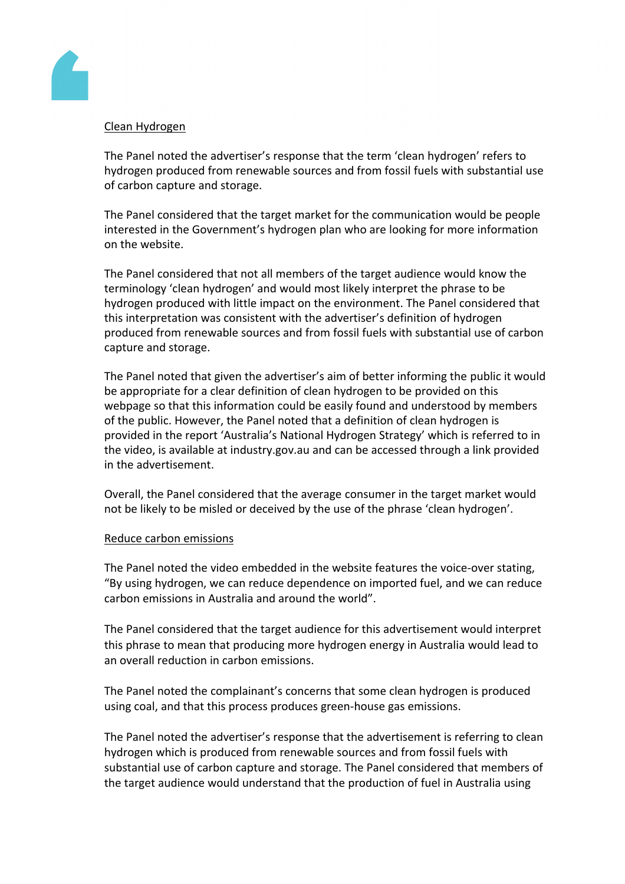Clean Hydrogen

The Panel noted the advertiser's response that the term 'clean hydrogen' refers to hydrogen produced from renewable sources and from fossil fuels with substantial use of carbon capture and storage.

The Panel considered that the target market for the communication would be people interested in the Government's hydrogen plan who are looking for more information on the website.

The Panel considered that not all members of the target audience would know the terminology 'clean hydrogen' and would most likely interpret the phrase to be hydrogen produced with little impact on the environment. The Panel considered that this interpretation was consistent with the advertiser's definition of hydrogen produced from renewable sources and from fossil fuels with substantial use of carbon capture and storage.

The Panel noted that given the advertiser's aim of better informing the public it would be appropriate for a clear definition of clean hydrogen to be provided on this webpage so that this information could be easily found and understood by members of the public. However, the Panel noted that a definition of clean hydrogen is provided in the report 'Australia's National Hydrogen Strategy' which is referred to in the video, is available at industry.gov.au and can be accessed through a link provided in the advertisement.

Overall, the Panel considered that the average consumer in the target market would not be likely to be misled or deceived by the use of the phrase 'clean hydrogen'.

Reduce carbon emissions

The Panel noted the video embedded in the website features the voice-over stating, "By using hydrogen, we can reduce dependence on imported fuel, and we can reduce carbon emissions in Australia and around the world".

The Panel considered that the target audience for this advertisement would interpret this phrase to mean that producing more hydrogen energy in Australia would lead to an overall reduction in carbon emissions.

The Panel noted the complainant's concerns that some clean hydrogen is produced using coal, and that this process produces green-house gas emissions.

The Panel noted the advertiser's response that the advertisement is referring to clean hydrogen which is produced from renewable sources and from fossil fuels with substantial use of carbon capture and storage. The Panel considered that members of the target audience would understand that the production of fuel in Australia using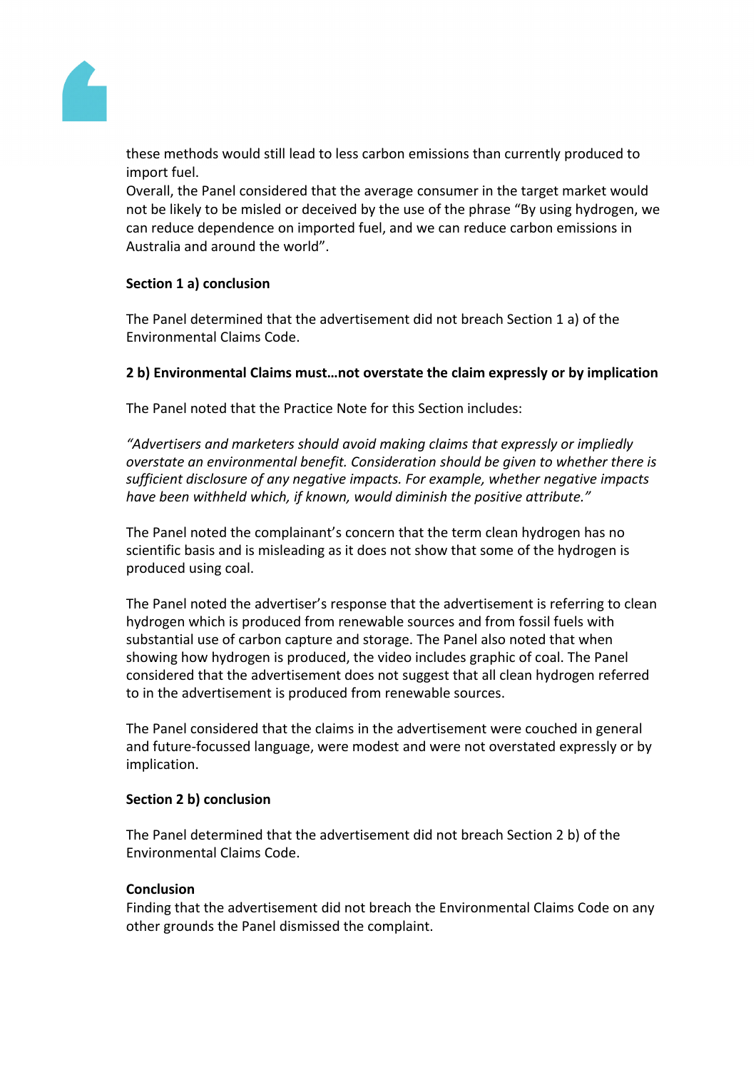these methods would still lead to less carbon emissions than currently produced to import fuel.
Overall, the Panel considered that the average consumer in the target market would not be likely to be misled or deceived by the use of the phrase "By using hydrogen, we can reduce dependence on imported fuel, and we can reduce carbon emissions in Australia and around the world".

**Section 1 a) conclusion**

The Panel determined that the advertisement did not breach Section 1 a) of the Environmental Claims Code.

**2 b) Environmental Claims must…not overstate the claim expressly or by implication**

The Panel noted that the Practice Note for this Section includes:

*"Advertisers and marketers should avoid making claims that expressly or impliedly overstate an environmental benefit. Consideration should be given to whether there is sufficient disclosure of any negative impacts. For example, whether negative impacts have been withheld which, if known, would diminish the positive attribute."*

The Panel noted the complainant's concern that the term clean hydrogen has no scientific basis and is misleading as it does not show that some of the hydrogen is produced using coal.

The Panel noted the advertiser's response that the advertisement is referring to clean hydrogen which is produced from renewable sources and from fossil fuels with substantial use of carbon capture and storage. The Panel also noted that when showing how hydrogen is produced, the video includes graphic of coal. The Panel considered that the advertisement does not suggest that all clean hydrogen referred to in the advertisement is produced from renewable sources.

The Panel considered that the claims in the advertisement were couched in general and future-focussed language, were modest and were not overstated expressly or by implication.

**Section 2 b) conclusion**

The Panel determined that the advertisement did not breach Section 2 b) of the Environmental Claims Code.

**Conclusion**

Finding that the advertisement did not breach the Environmental Claims Code on any other grounds the Panel dismissed the complaint.